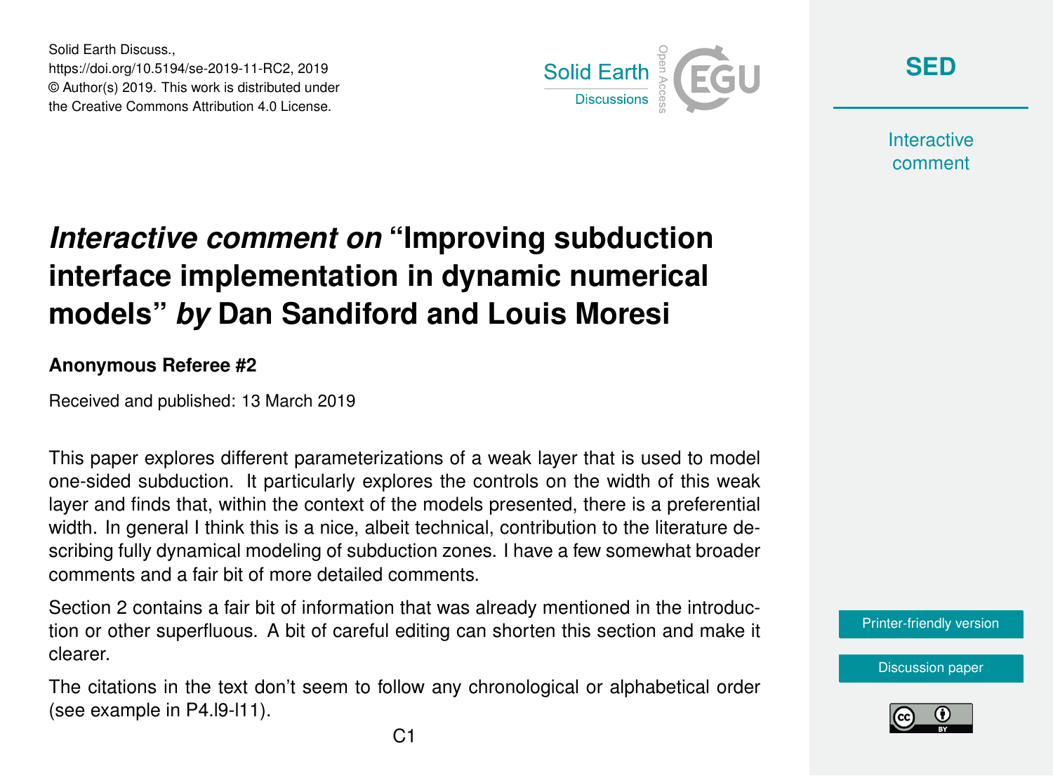# *Interactive comment on* "Improving subduction interface implementation in dynamic numerical models" *by* Dan Sandiford and Louis Moresi

**Anonymous Referee #2**

Received and published: 13 March 2019

This paper explores different parameterizations of a weak layer that is used to model one-sided subduction. It particularly explores the controls on the width of this weak layer and finds that, within the context of the models presented, there is a preferential width. In general I think this is a nice, albeit technical, contribution to the literature describing fully dynamical modeling of subduction zones. I have a few somewhat broader comments and a fair bit of more detailed comments.

Section 2 contains a fair bit of information that was already mentioned in the introduction or other superfluous. A bit of careful editing can shorten this section and make it clearer.

The citations in the text don't seem to follow any chronological or alphabetical order (see example in P4.l9-l11).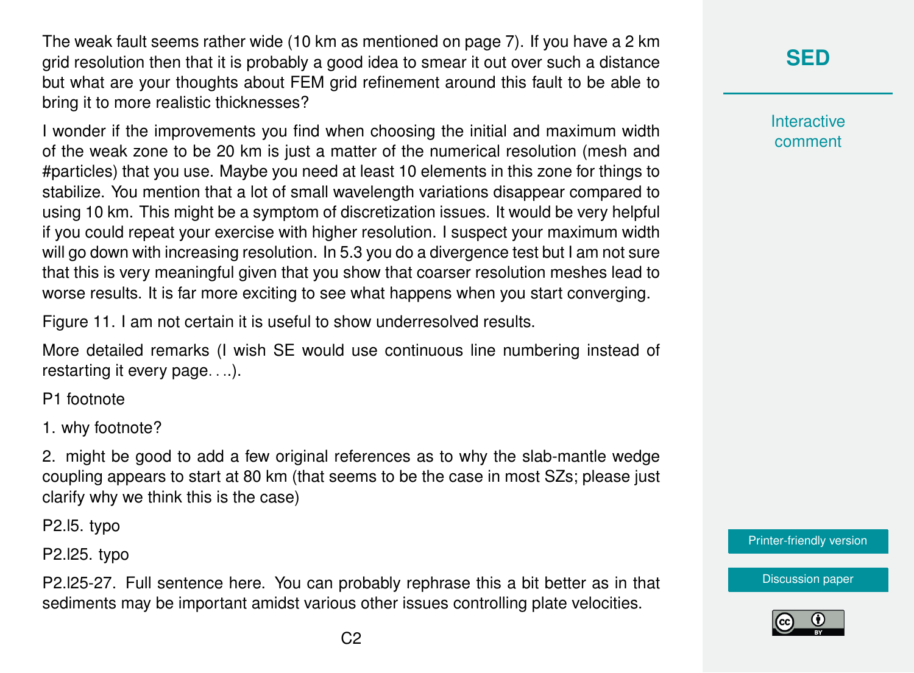The weak fault seems rather wide (10 km as mentioned on page 7). If you have a 2 km grid resolution then that it is probably a good idea to smear it out over such a distance but what are your thoughts about FEM grid refinement around this fault to be able to bring it to more realistic thicknesses?

I wonder if the improvements you find when choosing the initial and maximum width of the weak zone to be 20 km is just a matter of the numerical resolution (mesh and #particles) that you use. Maybe you need at least 10 elements in this zone for things to stabilize. You mention that a lot of small wavelength variations disappear compared to using 10 km. This might be a symptom of discretization issues. It would be very helpful if you could repeat your exercise with higher resolution. I suspect your maximum width will go down with increasing resolution. In 5.3 you do a divergence test but I am not sure that this is very meaningful given that you show that coarser resolution meshes lead to worse results. It is far more exciting to see what happens when you start converging.

Figure 11. I am not certain it is useful to show underresolved results.

More detailed remarks (I wish SE would use continuous line numbering instead of restarting it every page. . ..).

P1 footnote

1. why footnote?

2. might be good to add a few original references as to why the slab-mantle wedge coupling appears to start at 80 km (that seems to be the case in most SZs; please just clarify why we think this is the case)

P2.l5. typo

P2.l25. typo

P2.l25-27. Full sentence here. You can probably rephrase this a bit better as in that sediments may be important amidst various other issues controlling plate velocities.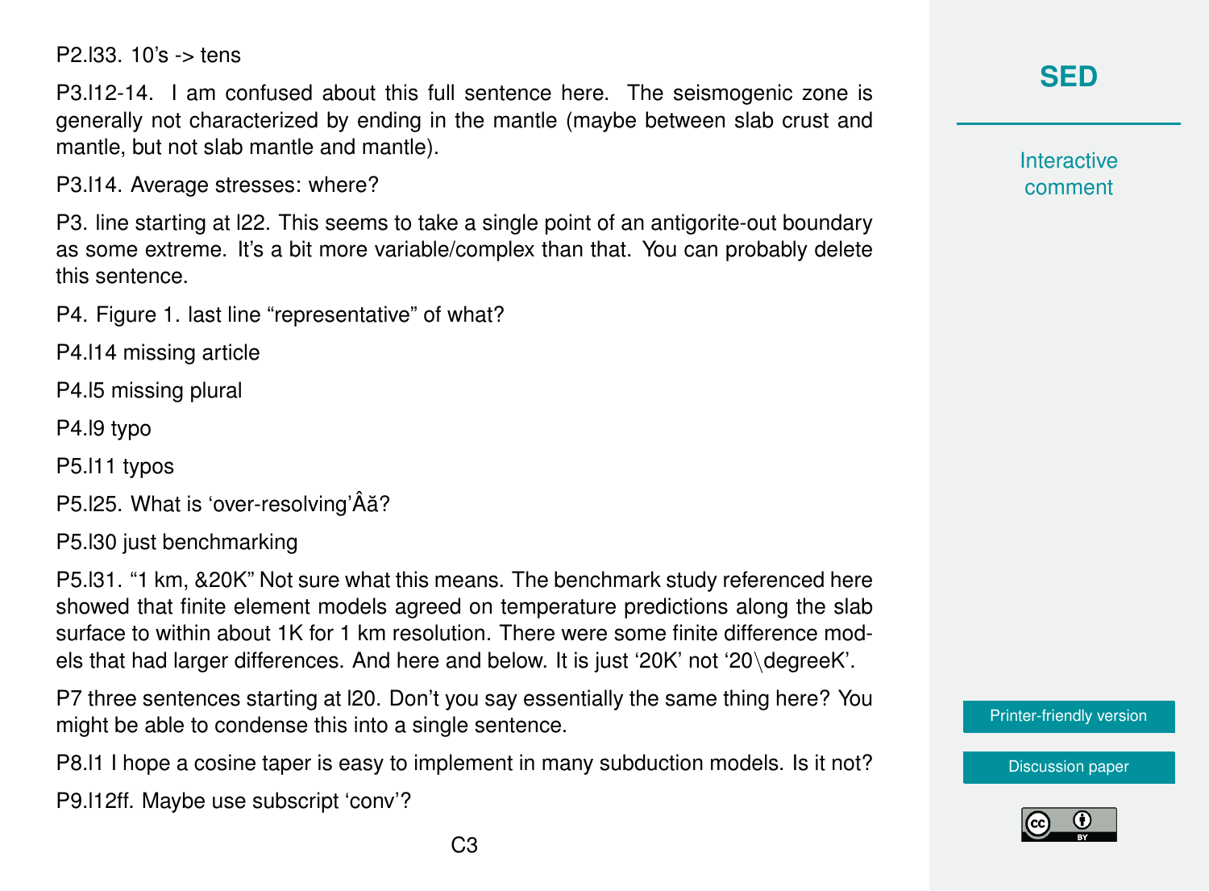P2.l33. 10’s -> tens

P3.l12-14. I am confused about this full sentence here. The seismogenic zone is generally not characterized by ending in the mantle (maybe between slab crust and mantle, but not slab mantle and mantle).

P3.l14. Average stresses: where?

P3. line starting at l22. This seems to take a single point of an antigorite-out boundary as some extreme. It’s a bit more variable/complex than that. You can probably delete this sentence.

P4. Figure 1. last line “representative” of what?

P4.l14 missing article

P4.l5 missing plural

P4.l9 typo

P5.l11 typos

P5.l25. What is ‘over-resolving’Âă?

P5.l30 just benchmarking

P5.l31. “1 km, &20K” Not sure what this means. The benchmark study referenced here showed that finite element models agreed on temperature predictions along the slab surface to within about 1K for 1 km resolution. There were some finite difference models that had larger differences. And here and below. It is just ‘20K’ not ‘20\degreeK’.

P7 three sentences starting at l20. Don’t you say essentially the same thing here? You might be able to condense this into a single sentence.

P8.l1 I hope a cosine taper is easy to implement in many subduction models. Is it not?

P9.l12ff. Maybe use subscript ‘conv’?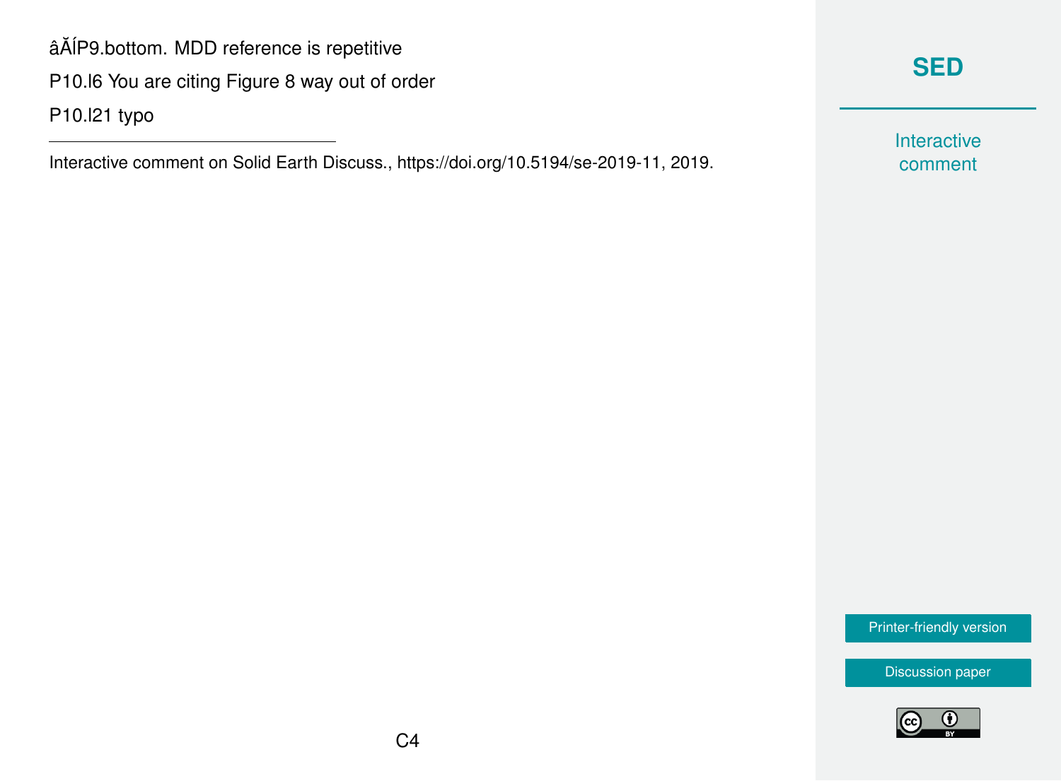âĂÍP9.bottom. MDD reference is repetitive

P10.l6 You are citing Figure 8 way out of order

P10.l21 typo

---

Interactive comment on Solid Earth Discuss., https://doi.org/10.5194/se-2019-11, 2019.